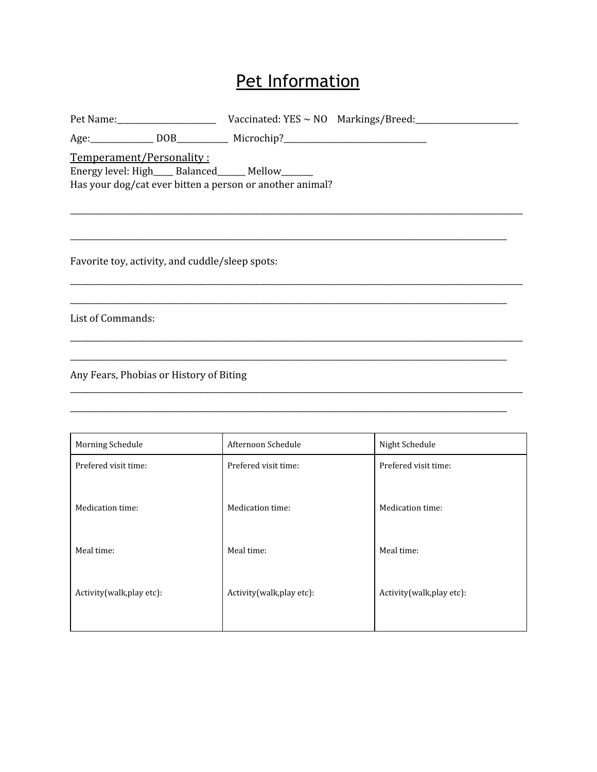# Pet Information

Pet Name:________________________ Vaccinated: YES ~ NO Markings/Breed:________________________

Age:_______________ DOB____________ Microchip?________________________________

Temperament/Personality :
Energy level: High_____ Balanced_______ Mellow________
Has your dog/cat ever bitten a person or another animal?

______________________________________________________________________________________________

______________________________________________________________________________________________

Favorite toy, activity, and cuddle/sleep spots:

______________________________________________________________________________________________

______________________________________________________________________________________________

List of Commands:

______________________________________________________________________________________________

______________________________________________________________________________________________

Any Fears, Phobias or History of Biting

______________________________________________________________________________________________

______________________________________________________________________________________________

| Morning Schedule | Afternoon Schedule | Night Schedule |
| --- | --- | --- |
| Prefered visit time: | Prefered visit time: | Prefered visit time: |
| Medication time: | Medication time: | Medication time: |
| Meal time: | Meal time: | Meal time: |
| Activity(walk,play etc): | Activity(walk,play etc): | Activity(walk,play etc): |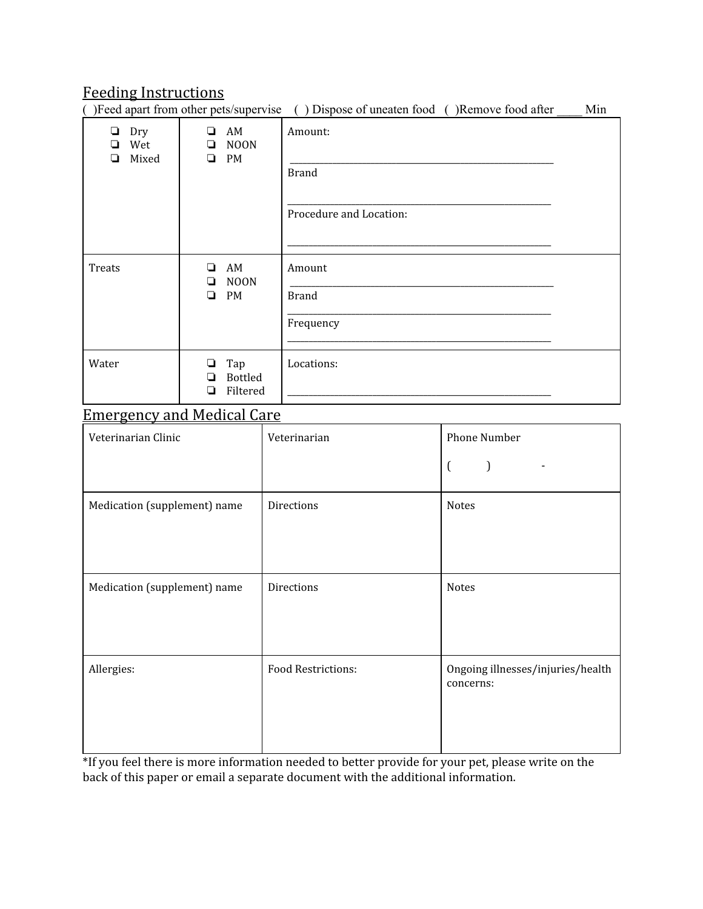## Feeding Instructions

( )Feed apart from other pets/supervise ( ) Dispose of uneaten food ( )Remove food after ____ Min

| | | |
|---|---|---|
| ❑ Dry<br>❑ Wet<br>❑ Mixed | ❑ AM<br>❑ NOON<br>❑ PM | Amount:<br>______________________________________________<br>Brand<br>______________________________________________<br>Procedure and Location:<br>______________________________________________ |
| Treats | ❑ AM<br>❑ NOON<br>❑ PM | Amount<br>______________________________________________<br>Brand<br>______________________________________________<br>Frequency<br>______________________________________________ |
| Water | ❑ Tap<br>❑ Bottled<br>❑ Filtered | Locations:<br>______________________________________________ |

## Emergency and Medical Care

| | | |
|---|---|---|
| Veterinarian Clinic | Veterinarian | Phone Number<br>( ) - |
| Medication (supplement) name | Directions | Notes |
| Medication (supplement) name | Directions | Notes |
| Allergies: | Food Restrictions: | Ongoing illnesses/injuries/health concerns: |

*If you feel there is more information needed to better provide for your pet, please write on the back of this paper or email a separate document with the additional information.